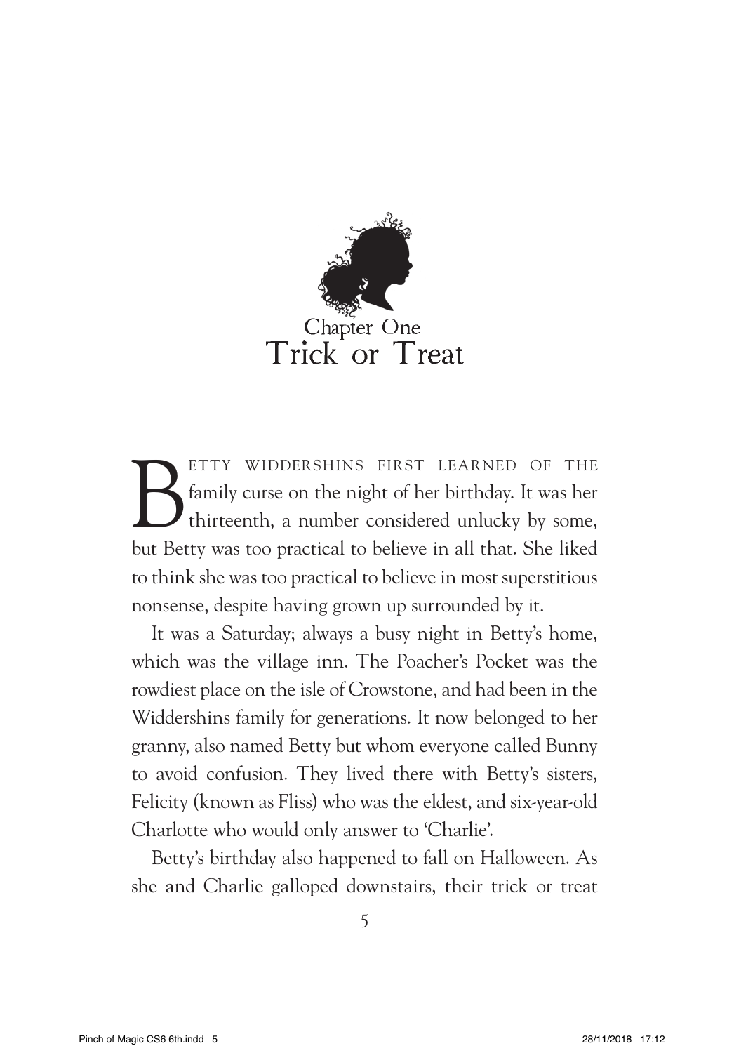# Chapter One
## Trick or Treat

BETTY WIDDERSHINS FIRST LEARNED OF THE family curse on the night of her birthday. It was her thirteenth, a number considered unlucky by some, but Betty was too practical to believe in all that. She liked to think she was too practical to believe in most superstitious nonsense, despite having grown up surrounded by it.

It was a Saturday; always a busy night in Betty's home, which was the village inn. The Poacher's Pocket was the rowdiest place on the isle of Crowstone, and had been in the Widdershins family for generations. It now belonged to her granny, also named Betty but whom everyone called Bunny to avoid confusion. They lived there with Betty's sisters, Felicity (known as Fliss) who was the eldest, and six-year-old Charlotte who would only answer to 'Charlie'.

Betty's birthday also happened to fall on Halloween. As she and Charlie galloped downstairs, their trick or treat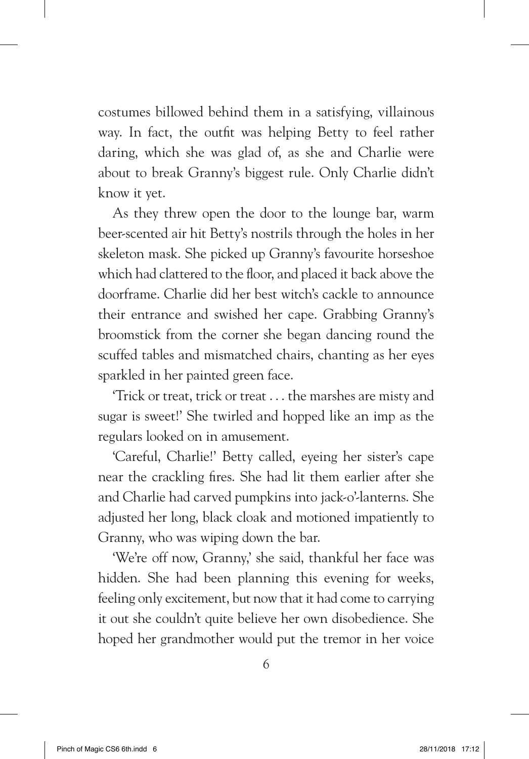costumes billowed behind them in a satisfying, villainous way. In fact, the outfit was helping Betty to feel rather daring, which she was glad of, as she and Charlie were about to break Granny's biggest rule. Only Charlie didn't know it yet.

As they threw open the door to the lounge bar, warm beer-scented air hit Betty's nostrils through the holes in her skeleton mask. She picked up Granny's favourite horseshoe which had clattered to the floor, and placed it back above the doorframe. Charlie did her best witch's cackle to announce their entrance and swished her cape. Grabbing Granny's broomstick from the corner she began dancing round the scuffed tables and mismatched chairs, chanting as her eyes sparkled in her painted green face.

'Trick or treat, trick or treat . . . the marshes are misty and sugar is sweet!' She twirled and hopped like an imp as the regulars looked on in amusement.

'Careful, Charlie!' Betty called, eyeing her sister's cape near the crackling fires. She had lit them earlier after she and Charlie had carved pumpkins into jack-o'-lanterns. She adjusted her long, black cloak and motioned impatiently to Granny, who was wiping down the bar.

'We're off now, Granny,' she said, thankful her face was hidden. She had been planning this evening for weeks, feeling only excitement, but now that it had come to carrying it out she couldn't quite believe her own disobedience. She hoped her grandmother would put the tremor in her voice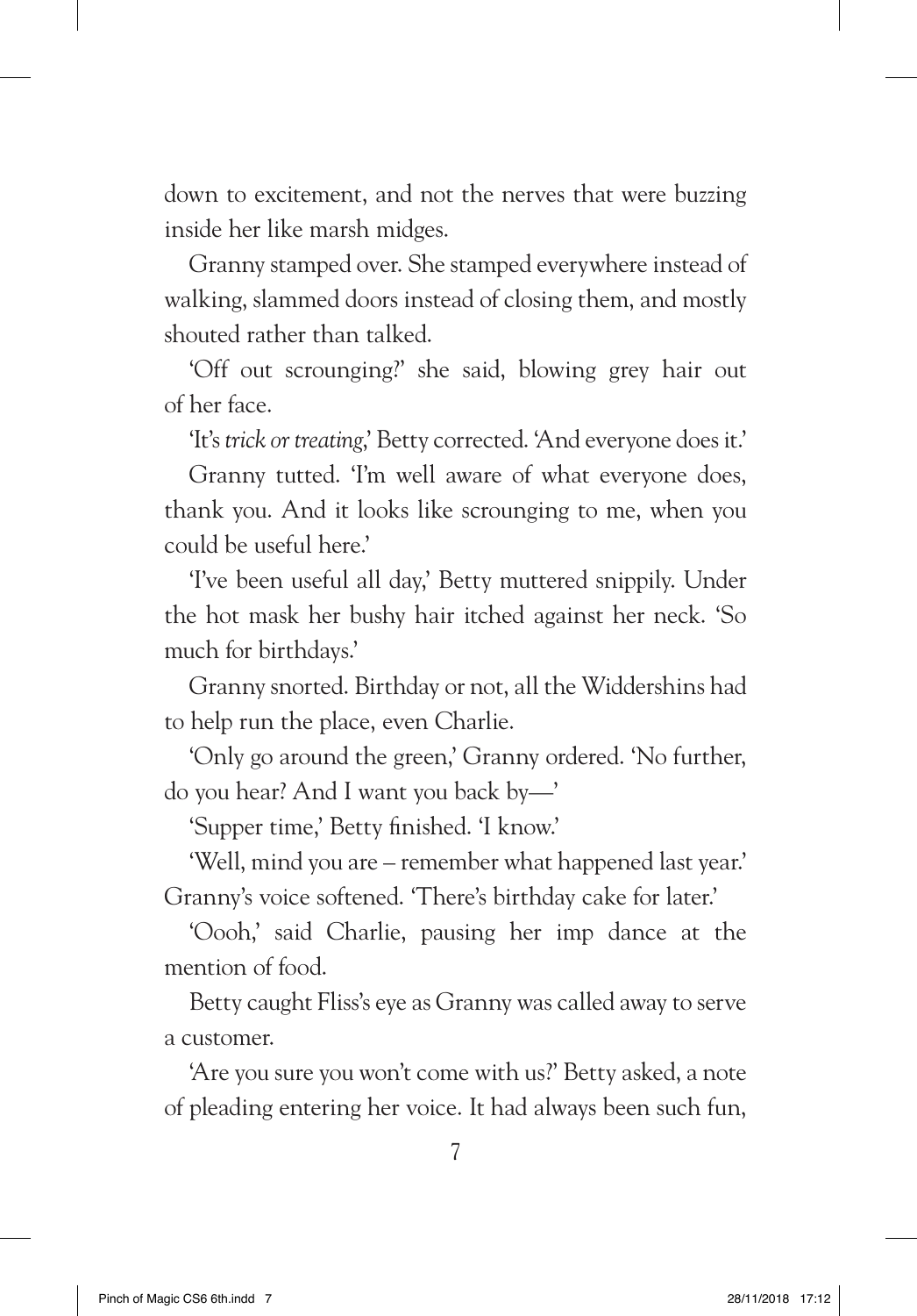down to excitement, and not the nerves that were buzzing inside her like marsh midges.

Granny stamped over. She stamped everywhere instead of walking, slammed doors instead of closing them, and mostly shouted rather than talked.

'Off out scrounging?' she said, blowing grey hair out of her face.

'It's *trick or treating*,' Betty corrected. 'And everyone does it.'

Granny tutted. 'I'm well aware of what everyone does, thank you. And it looks like scrounging to me, when you could be useful here.'

'I've been useful all day,' Betty muttered snippily. Under the hot mask her bushy hair itched against her neck. 'So much for birthdays.'

Granny snorted. Birthday or not, all the Widdershins had to help run the place, even Charlie.

'Only go around the green,' Granny ordered. 'No further, do you hear? And I want you back by—'

'Supper time,' Betty finished. 'I know.'

'Well, mind you are – remember what happened last year.' Granny's voice softened. 'There's birthday cake for later.'

'Oooh,' said Charlie, pausing her imp dance at the mention of food.

Betty caught Fliss's eye as Granny was called away to serve a customer.

'Are you sure you won't come with us?' Betty asked, a note of pleading entering her voice. It had always been such fun,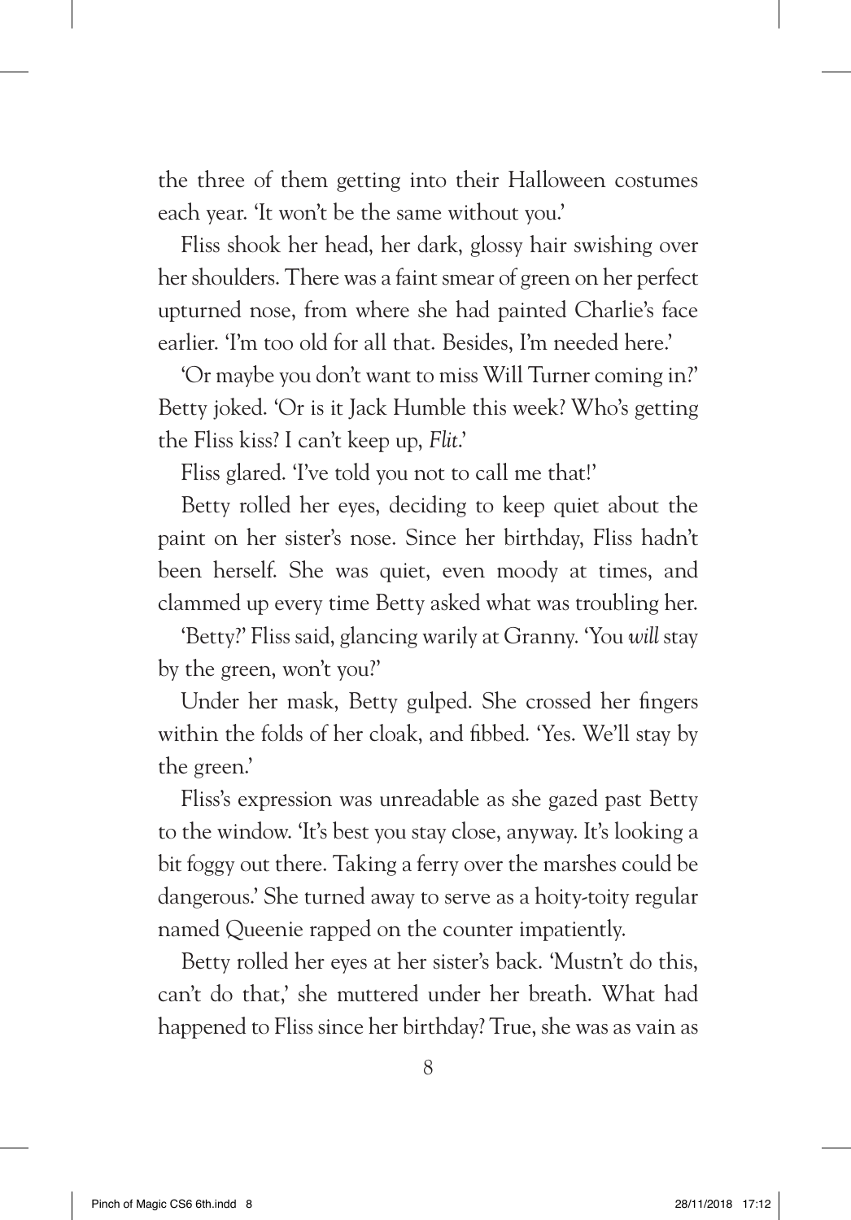the three of them getting into their Halloween costumes each year. 'It won't be the same without you.'

Fliss shook her head, her dark, glossy hair swishing over her shoulders. There was a faint smear of green on her perfect upturned nose, from where she had painted Charlie's face earlier. 'I'm too old for all that. Besides, I'm needed here.'

'Or maybe you don't want to miss Will Turner coming in?' Betty joked. 'Or is it Jack Humble this week? Who's getting the Fliss kiss? I can't keep up, *Flit*.'

Fliss glared. 'I've told you not to call me that!'

Betty rolled her eyes, deciding to keep quiet about the paint on her sister's nose. Since her birthday, Fliss hadn't been herself. She was quiet, even moody at times, and clammed up every time Betty asked what was troubling her.

'Betty?' Fliss said, glancing warily at Granny. 'You *will* stay by the green, won't you?'

Under her mask, Betty gulped. She crossed her fingers within the folds of her cloak, and fibbed. 'Yes. We'll stay by the green.'

Fliss's expression was unreadable as she gazed past Betty to the window. 'It's best you stay close, anyway. It's looking a bit foggy out there. Taking a ferry over the marshes could be dangerous.' She turned away to serve as a hoity-toity regular named Queenie rapped on the counter impatiently.

Betty rolled her eyes at her sister's back. 'Mustn't do this, can't do that,' she muttered under her breath. What had happened to Fliss since her birthday? True, she was as vain as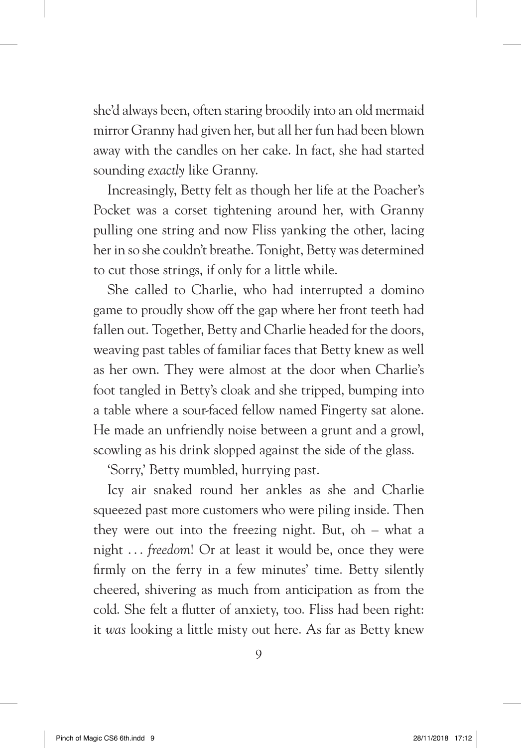she'd always been, often staring broodily into an old mermaid mirror Granny had given her, but all her fun had been blown away with the candles on her cake. In fact, she had started sounding *exactly* like Granny.

Increasingly, Betty felt as though her life at the Poacher's Pocket was a corset tightening around her, with Granny pulling one string and now Fliss yanking the other, lacing her in so she couldn't breathe. Tonight, Betty was determined to cut those strings, if only for a little while.

She called to Charlie, who had interrupted a domino game to proudly show off the gap where her front teeth had fallen out. Together, Betty and Charlie headed for the doors, weaving past tables of familiar faces that Betty knew as well as her own. They were almost at the door when Charlie's foot tangled in Betty's cloak and she tripped, bumping into a table where a sour-faced fellow named Fingerty sat alone. He made an unfriendly noise between a grunt and a growl, scowling as his drink slopped against the side of the glass.

'Sorry,' Betty mumbled, hurrying past.

Icy air snaked round her ankles as she and Charlie squeezed past more customers who were piling inside. Then they were out into the freezing night. But, oh – what a night ... *freedom*! Or at least it would be, once they were firmly on the ferry in a few minutes' time. Betty silently cheered, shivering as much from anticipation as from the cold. She felt a flutter of anxiety, too. Fliss had been right: it *was* looking a little misty out here. As far as Betty knew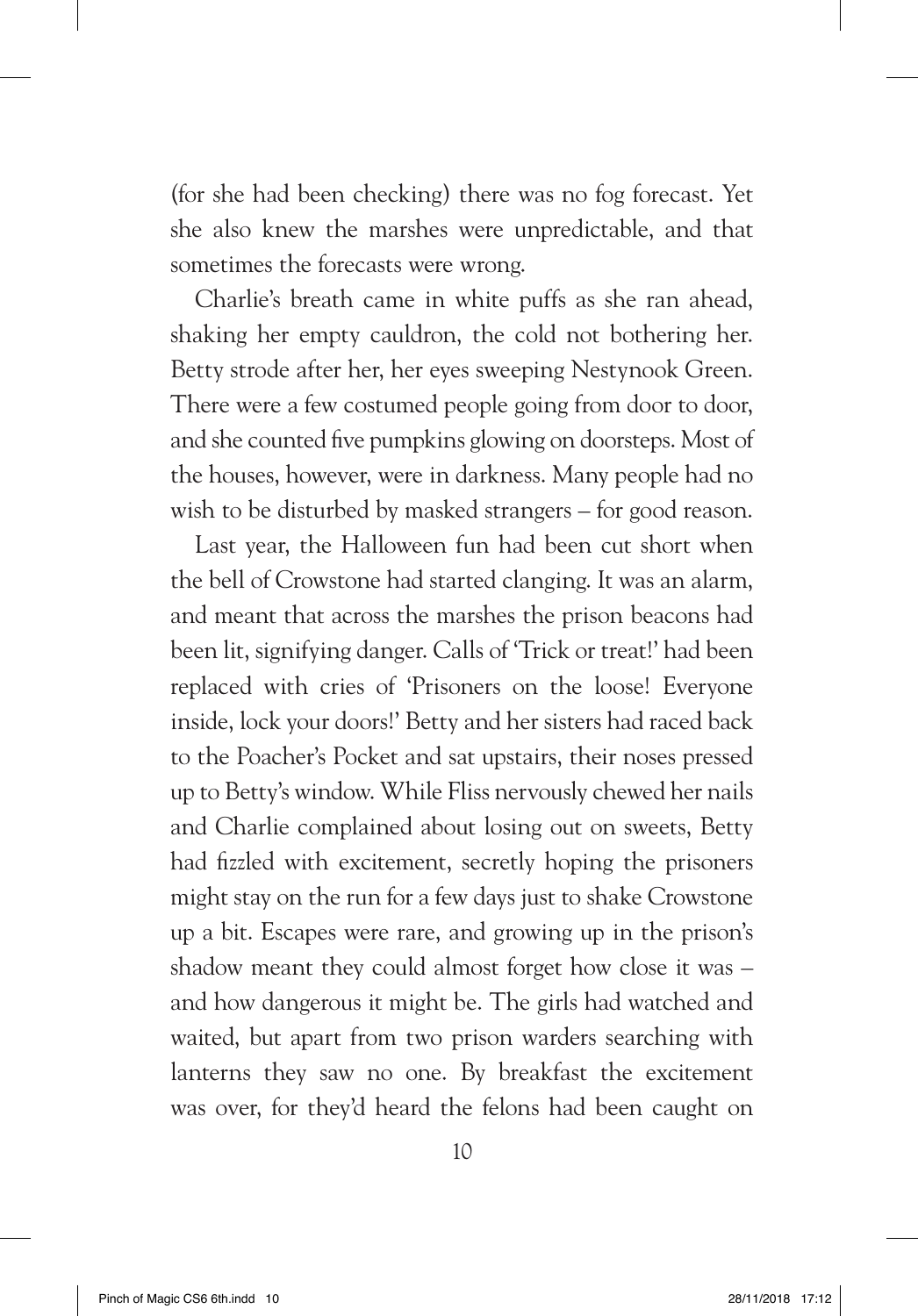(for she had been checking) there was no fog forecast. Yet she also knew the marshes were unpredictable, and that sometimes the forecasts were wrong.

Charlie's breath came in white puffs as she ran ahead, shaking her empty cauldron, the cold not bothering her. Betty strode after her, her eyes sweeping Nestynook Green. There were a few costumed people going from door to door, and she counted five pumpkins glowing on doorsteps. Most of the houses, however, were in darkness. Many people had no wish to be disturbed by masked strangers – for good reason.

Last year, the Halloween fun had been cut short when the bell of Crowstone had started clanging. It was an alarm, and meant that across the marshes the prison beacons had been lit, signifying danger. Calls of 'Trick or treat!' had been replaced with cries of 'Prisoners on the loose! Everyone inside, lock your doors!' Betty and her sisters had raced back to the Poacher's Pocket and sat upstairs, their noses pressed up to Betty's window. While Fliss nervously chewed her nails and Charlie complained about losing out on sweets, Betty had fizzled with excitement, secretly hoping the prisoners might stay on the run for a few days just to shake Crowstone up a bit. Escapes were rare, and growing up in the prison's shadow meant they could almost forget how close it was – and how dangerous it might be. The girls had watched and waited, but apart from two prison warders searching with lanterns they saw no one. By breakfast the excitement was over, for they'd heard the felons had been caught on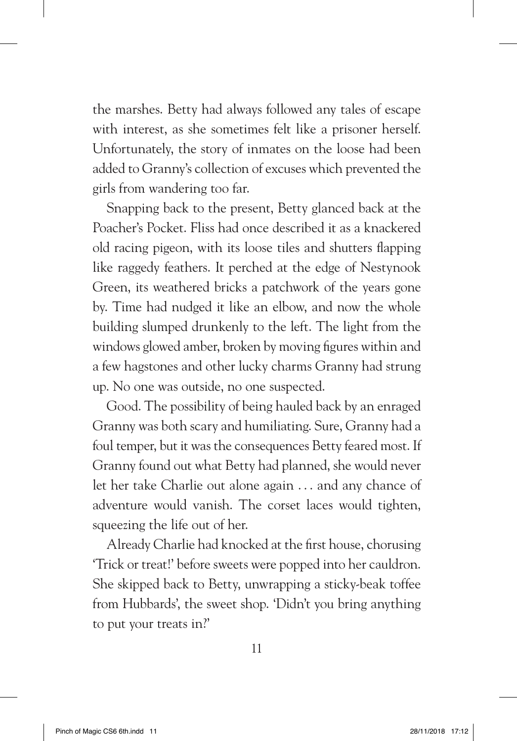the marshes. Betty had always followed any tales of escape with interest, as she sometimes felt like a prisoner herself. Unfortunately, the story of inmates on the loose had been added to Granny's collection of excuses which prevented the girls from wandering too far.

Snapping back to the present, Betty glanced back at the Poacher's Pocket. Fliss had once described it as a knackered old racing pigeon, with its loose tiles and shutters flapping like raggedy feathers. It perched at the edge of Nestynook Green, its weathered bricks a patchwork of the years gone by. Time had nudged it like an elbow, and now the whole building slumped drunkenly to the left. The light from the windows glowed amber, broken by moving figures within and a few hagstones and other lucky charms Granny had strung up. No one was outside, no one suspected.

Good. The possibility of being hauled back by an enraged Granny was both scary and humiliating. Sure, Granny had a foul temper, but it was the consequences Betty feared most. If Granny found out what Betty had planned, she would never let her take Charlie out alone again … and any chance of adventure would vanish. The corset laces would tighten, squeezing the life out of her.

Already Charlie had knocked at the first house, chorusing 'Trick or treat!' before sweets were popped into her cauldron. She skipped back to Betty, unwrapping a sticky-beak toffee from Hubbards', the sweet shop. 'Didn't you bring anything to put your treats in?'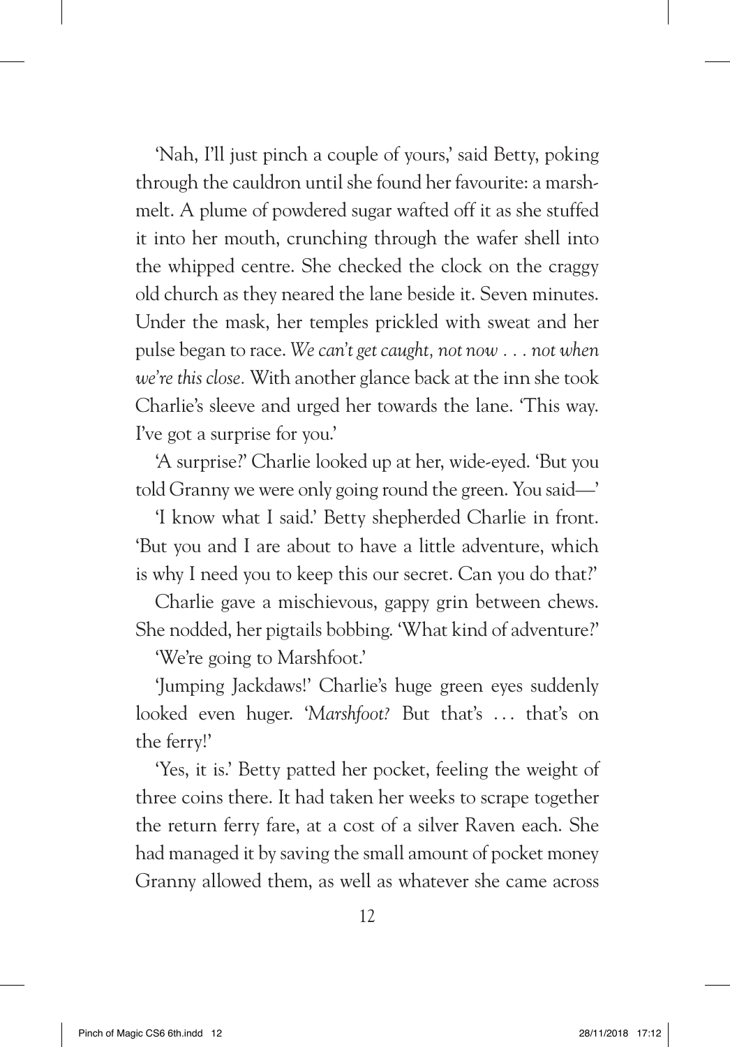'Nah, I'll just pinch a couple of yours,' said Betty, poking through the cauldron until she found her favourite: a marshmelt. A plume of powdered sugar wafted off it as she stuffed it into her mouth, crunching through the wafer shell into the whipped centre. She checked the clock on the craggy old church as they neared the lane beside it. Seven minutes. Under the mask, her temples prickled with sweat and her pulse began to race. *We can't get caught, not now . . . not when we're this close.* With another glance back at the inn she took Charlie's sleeve and urged her towards the lane. 'This way. I've got a surprise for you.'

'A surprise?' Charlie looked up at her, wide-eyed. 'But you told Granny we were only going round the green. You said—'

'I know what I said.' Betty shepherded Charlie in front. 'But you and I are about to have a little adventure, which is why I need you to keep this our secret. Can you do that?'

Charlie gave a mischievous, gappy grin between chews. She nodded, her pigtails bobbing. 'What kind of adventure?'

'We're going to Marshfoot.'

'Jumping Jackdaws!' Charlie's huge green eyes suddenly looked even huger. '*Marshfoot?* But that's . . . that's on the ferry!'

'Yes, it is.' Betty patted her pocket, feeling the weight of three coins there. It had taken her weeks to scrape together the return ferry fare, at a cost of a silver Raven each. She had managed it by saving the small amount of pocket money Granny allowed them, as well as whatever she came across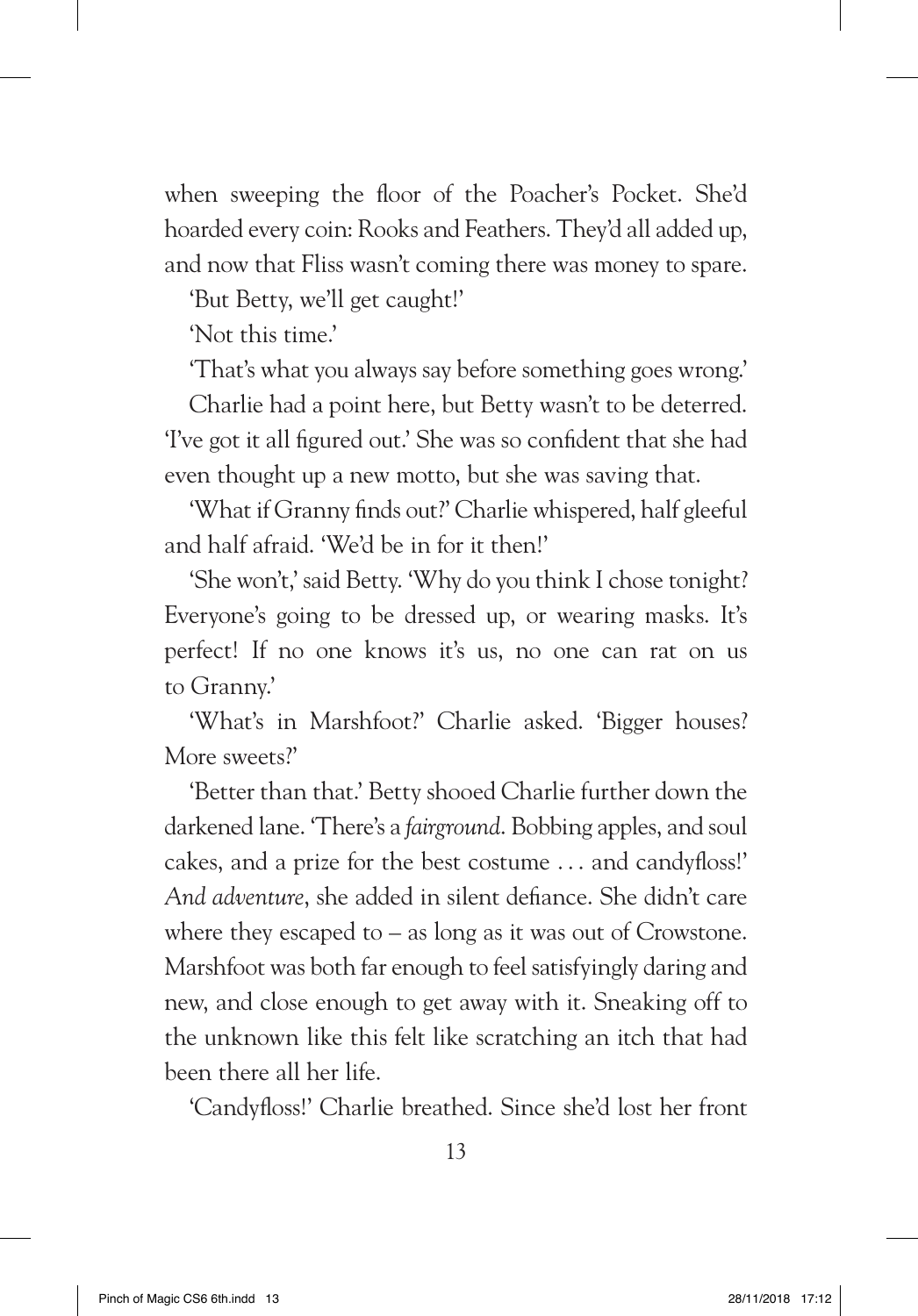when sweeping the floor of the Poacher's Pocket. She'd hoarded every coin: Rooks and Feathers. They'd all added up, and now that Fliss wasn't coming there was money to spare.

'But Betty, we'll get caught!'

'Not this time.'

'That's what you always say before something goes wrong.'

Charlie had a point here, but Betty wasn't to be deterred. 'I've got it all figured out.' She was so confident that she had even thought up a new motto, but she was saving that.

'What if Granny finds out?' Charlie whispered, half gleeful and half afraid. 'We'd be in for it then!'

'She won't,' said Betty. 'Why do you think I chose tonight? Everyone's going to be dressed up, or wearing masks. It's perfect! If no one knows it's us, no one can rat on us to Granny.'

'What's in Marshfoot?' Charlie asked. 'Bigger houses? More sweets?'

'Better than that.' Betty shooed Charlie further down the darkened lane. 'There's a *fairground*. Bobbing apples, and soul cakes, and a prize for the best costume . . . and candyfloss!' *And adventure*, she added in silent defiance. She didn't care where they escaped to – as long as it was out of Crowstone. Marshfoot was both far enough to feel satisfyingly daring and new, and close enough to get away with it. Sneaking off to the unknown like this felt like scratching an itch that had been there all her life.

'Candyfloss!' Charlie breathed. Since she'd lost her front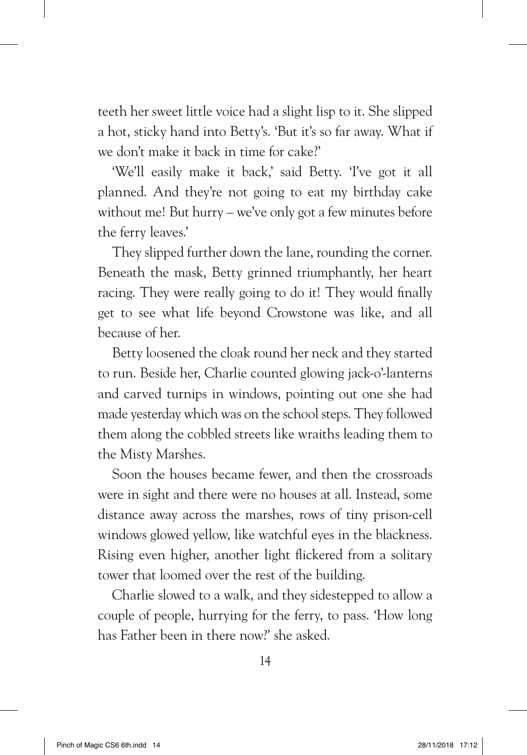teeth her sweet little voice had a slight lisp to it. She slipped a hot, sticky hand into Betty's. 'But it's so far away. What if we don't make it back in time for cake?'

'We'll easily make it back,' said Betty. 'I've got it all planned. And they're not going to eat my birthday cake without me! But hurry – we've only got a few minutes before the ferry leaves.'

They slipped further down the lane, rounding the corner. Beneath the mask, Betty grinned triumphantly, her heart racing. They were really going to do it! They would finally get to see what life beyond Crowstone was like, and all because of her.

Betty loosened the cloak round her neck and they started to run. Beside her, Charlie counted glowing jack-o'-lanterns and carved turnips in windows, pointing out one she had made yesterday which was on the school steps. They followed them along the cobbled streets like wraiths leading them to the Misty Marshes.

Soon the houses became fewer, and then the crossroads were in sight and there were no houses at all. Instead, some distance away across the marshes, rows of tiny prison-cell windows glowed yellow, like watchful eyes in the blackness. Rising even higher, another light flickered from a solitary tower that loomed over the rest of the building.

Charlie slowed to a walk, and they sidestepped to allow a couple of people, hurrying for the ferry, to pass. 'How long has Father been in there now?' she asked.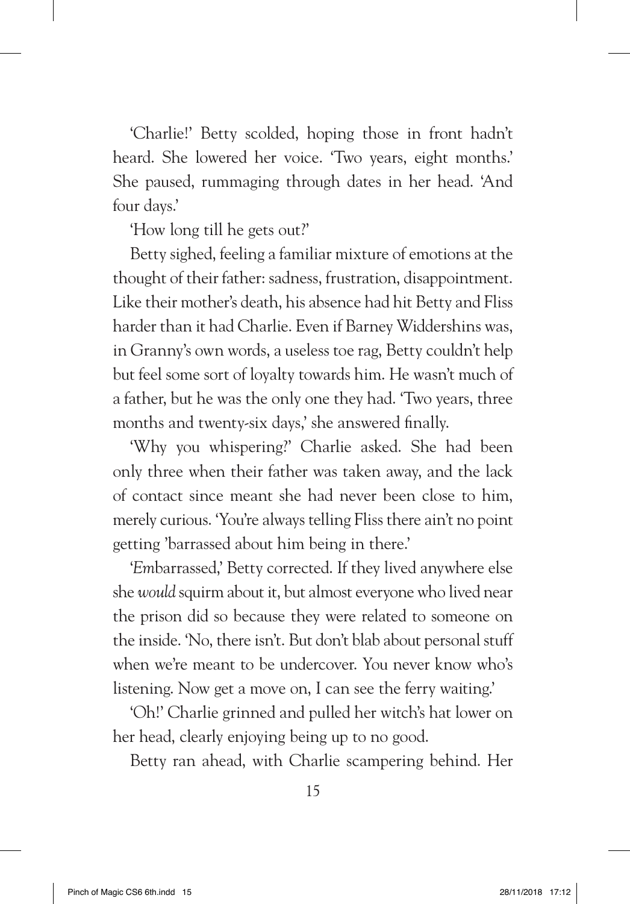'Charlie!' Betty scolded, hoping those in front hadn't heard. She lowered her voice. 'Two years, eight months.' She paused, rummaging through dates in her head. 'And four days.'

'How long till he gets out?'

Betty sighed, feeling a familiar mixture of emotions at the thought of their father: sadness, frustration, disappointment. Like their mother's death, his absence had hit Betty and Fliss harder than it had Charlie. Even if Barney Widdershins was, in Granny's own words, a useless toe rag, Betty couldn't help but feel some sort of loyalty towards him. He wasn't much of a father, but he was the only one they had. 'Two years, three months and twenty-six days,' she answered finally.

'Why you whispering?' Charlie asked. She had been only three when their father was taken away, and the lack of contact since meant she had never been close to him, merely curious. 'You're always telling Fliss there ain't no point getting 'barrassed about him being in there.'

'*Em*barrassed,' Betty corrected. If they lived anywhere else she *would* squirm about it, but almost everyone who lived near the prison did so because they were related to someone on the inside. 'No, there isn't. But don't blab about personal stuff when we're meant to be undercover. You never know who's listening. Now get a move on, I can see the ferry waiting.'

'Oh!' Charlie grinned and pulled her witch's hat lower on her head, clearly enjoying being up to no good.

Betty ran ahead, with Charlie scampering behind. Her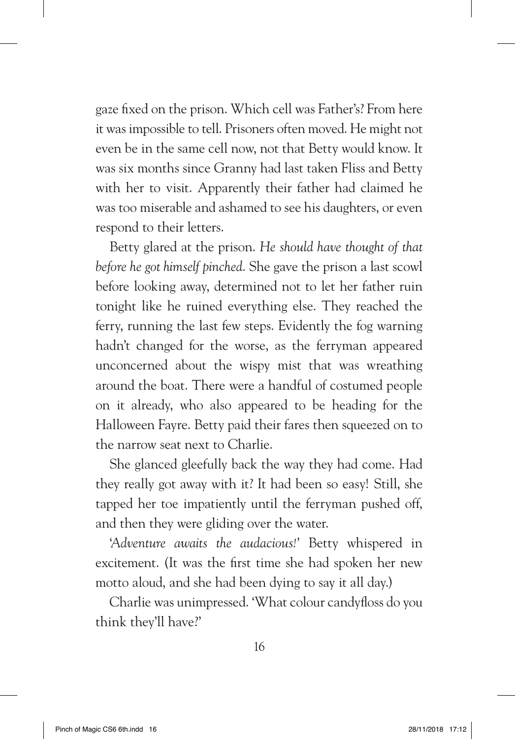gaze fixed on the prison. Which cell was Father's? From here it was impossible to tell. Prisoners often moved. He might not even be in the same cell now, not that Betty would know. It was six months since Granny had last taken Fliss and Betty with her to visit. Apparently their father had claimed he was too miserable and ashamed to see his daughters, or even respond to their letters.

Betty glared at the prison. *He should have thought of that before he got himself pinched.* She gave the prison a last scowl before looking away, determined not to let her father ruin tonight like he ruined everything else. They reached the ferry, running the last few steps. Evidently the fog warning hadn't changed for the worse, as the ferryman appeared unconcerned about the wispy mist that was wreathing around the boat. There were a handful of costumed people on it already, who also appeared to be heading for the Halloween Fayre. Betty paid their fares then squeezed on to the narrow seat next to Charlie.

She glanced gleefully back the way they had come. Had they really got away with it? It had been so easy! Still, she tapped her toe impatiently until the ferryman pushed off, and then they were gliding over the water.

'*Adventure awaits the audacious!*' Betty whispered in excitement. (It was the first time she had spoken her new motto aloud, and she had been dying to say it all day.)

Charlie was unimpressed. 'What colour candyfloss do you think they'll have?'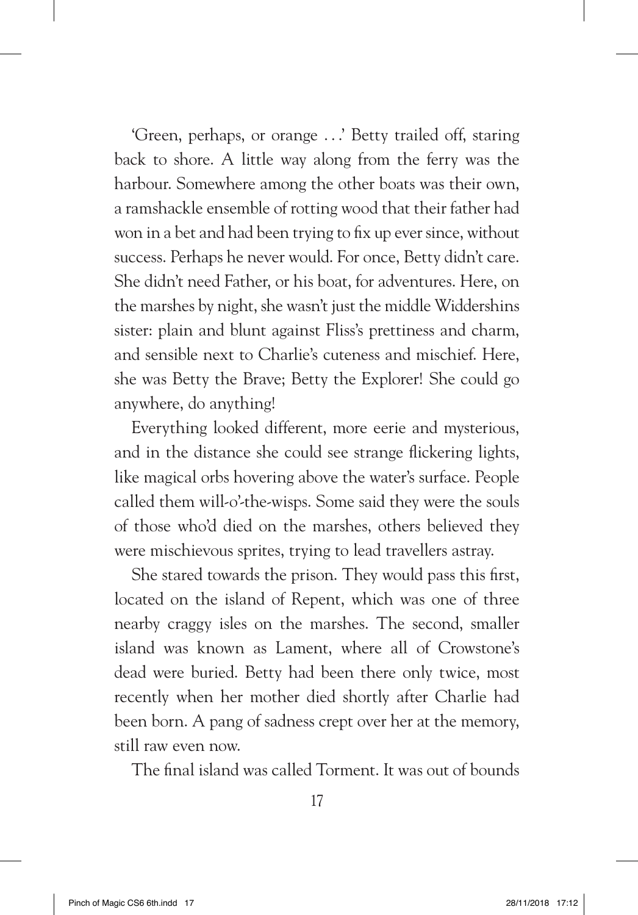'Green, perhaps, or orange . . .' Betty trailed off, staring back to shore. A little way along from the ferry was the harbour. Somewhere among the other boats was their own, a ramshackle ensemble of rotting wood that their father had won in a bet and had been trying to fix up ever since, without success. Perhaps he never would. For once, Betty didn't care. She didn't need Father, or his boat, for adventures. Here, on the marshes by night, she wasn't just the middle Widdershins sister: plain and blunt against Fliss's prettiness and charm, and sensible next to Charlie's cuteness and mischief. Here, she was Betty the Brave; Betty the Explorer! She could go anywhere, do anything!

Everything looked different, more eerie and mysterious, and in the distance she could see strange flickering lights, like magical orbs hovering above the water's surface. People called them will-o'-the-wisps. Some said they were the souls of those who'd died on the marshes, others believed they were mischievous sprites, trying to lead travellers astray.

She stared towards the prison. They would pass this first, located on the island of Repent, which was one of three nearby craggy isles on the marshes. The second, smaller island was known as Lament, where all of Crowstone's dead were buried. Betty had been there only twice, most recently when her mother died shortly after Charlie had been born. A pang of sadness crept over her at the memory, still raw even now.

The final island was called Torment. It was out of bounds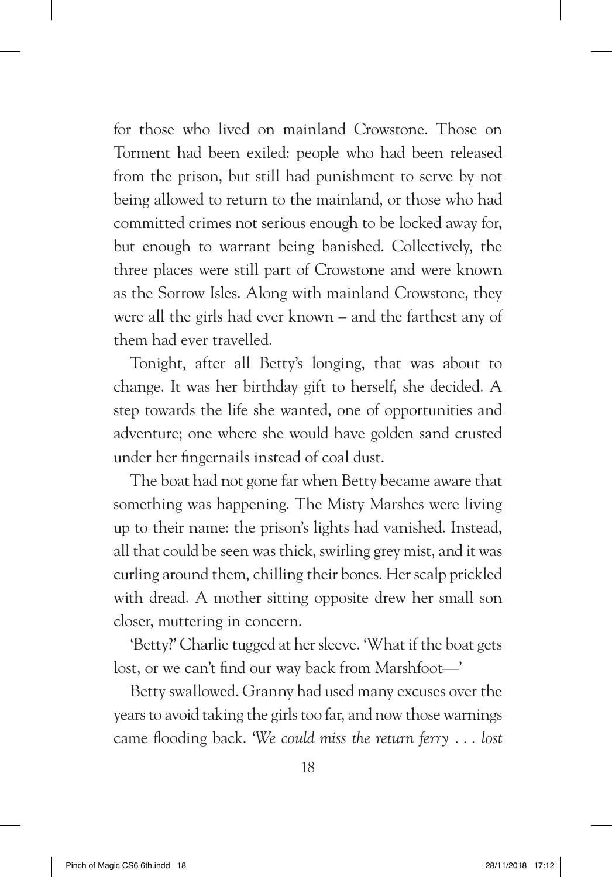for those who lived on mainland Crowstone. Those on Torment had been exiled: people who had been released from the prison, but still had punishment to serve by not being allowed to return to the mainland, or those who had committed crimes not serious enough to be locked away for, but enough to warrant being banished. Collectively, the three places were still part of Crowstone and were known as the Sorrow Isles. Along with mainland Crowstone, they were all the girls had ever known – and the farthest any of them had ever travelled.

Tonight, after all Betty's longing, that was about to change. It was her birthday gift to herself, she decided. A step towards the life she wanted, one of opportunities and adventure; one where she would have golden sand crusted under her fingernails instead of coal dust.

The boat had not gone far when Betty became aware that something was happening. The Misty Marshes were living up to their name: the prison's lights had vanished. Instead, all that could be seen was thick, swirling grey mist, and it was curling around them, chilling their bones. Her scalp prickled with dread. A mother sitting opposite drew her small son closer, muttering in concern.

'Betty?' Charlie tugged at her sleeve. 'What if the boat gets lost, or we can't find our way back from Marshfoot—'

Betty swallowed. Granny had used many excuses over the years to avoid taking the girls too far, and now those warnings came flooding back. '*We could miss the return ferry . . . lost*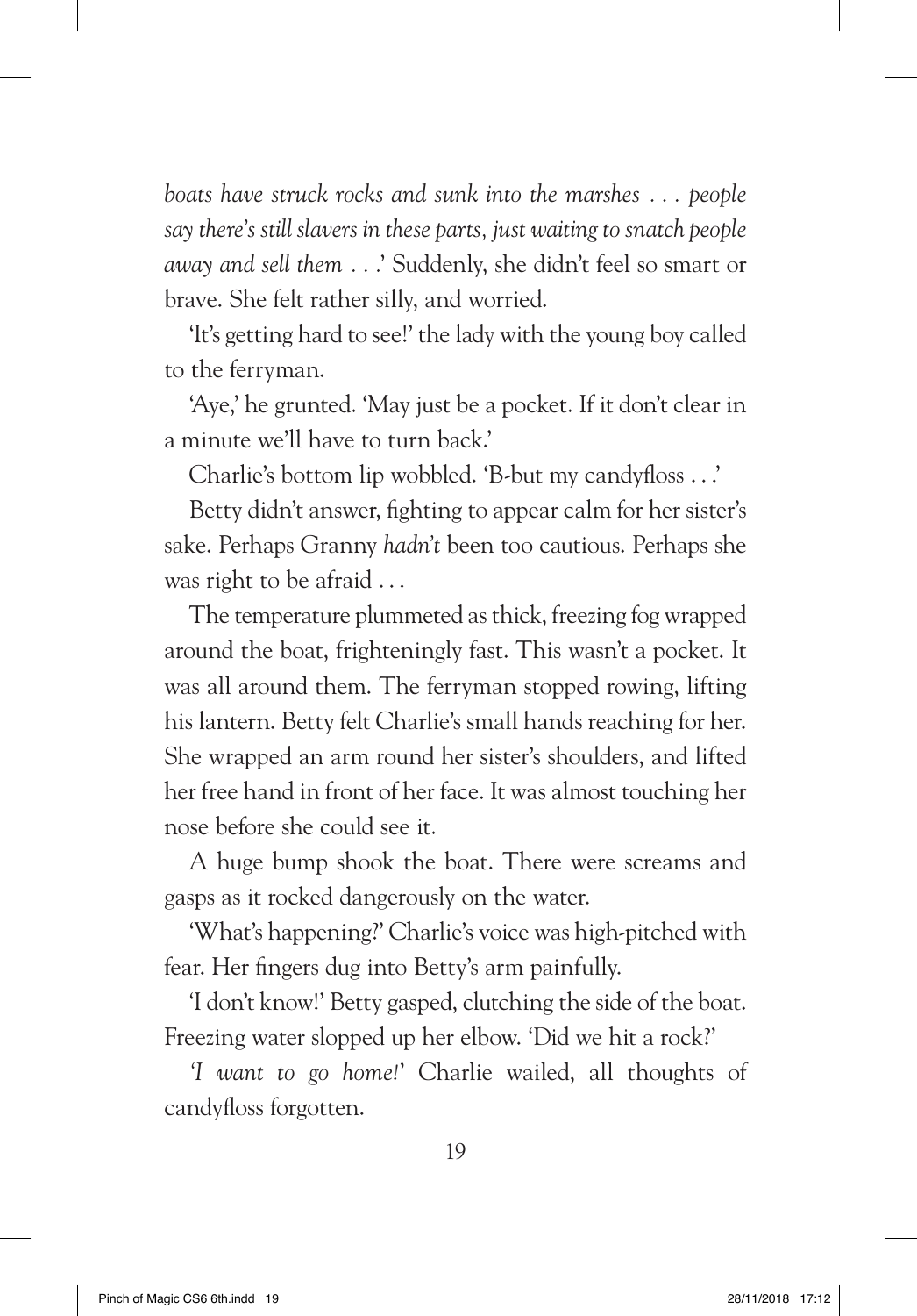*boats have struck rocks and sunk into the marshes . . . people say there's still slavers in these parts, just waiting to snatch people away and sell them . . .*' Suddenly, she didn't feel so smart or brave. She felt rather silly, and worried.

'It's getting hard to see!' the lady with the young boy called to the ferryman.

'Aye,' he grunted. 'May just be a pocket. If it don't clear in a minute we'll have to turn back.'

Charlie's bottom lip wobbled. 'B-but my candyfloss . . .'

Betty didn't answer, fighting to appear calm for her sister's sake. Perhaps Granny *hadn't* been too cautious. Perhaps she was right to be afraid . . .

The temperature plummeted as thick, freezing fog wrapped around the boat, frighteningly fast. This wasn't a pocket. It was all around them. The ferryman stopped rowing, lifting his lantern. Betty felt Charlie's small hands reaching for her. She wrapped an arm round her sister's shoulders, and lifted her free hand in front of her face. It was almost touching her nose before she could see it.

A huge bump shook the boat. There were screams and gasps as it rocked dangerously on the water.

'What's happening?' Charlie's voice was high-pitched with fear. Her fingers dug into Betty's arm painfully.

'I don't know!' Betty gasped, clutching the side of the boat. Freezing water slopped up her elbow. 'Did we hit a rock?'

*'I want to go home!'* Charlie wailed, all thoughts of candyfloss forgotten.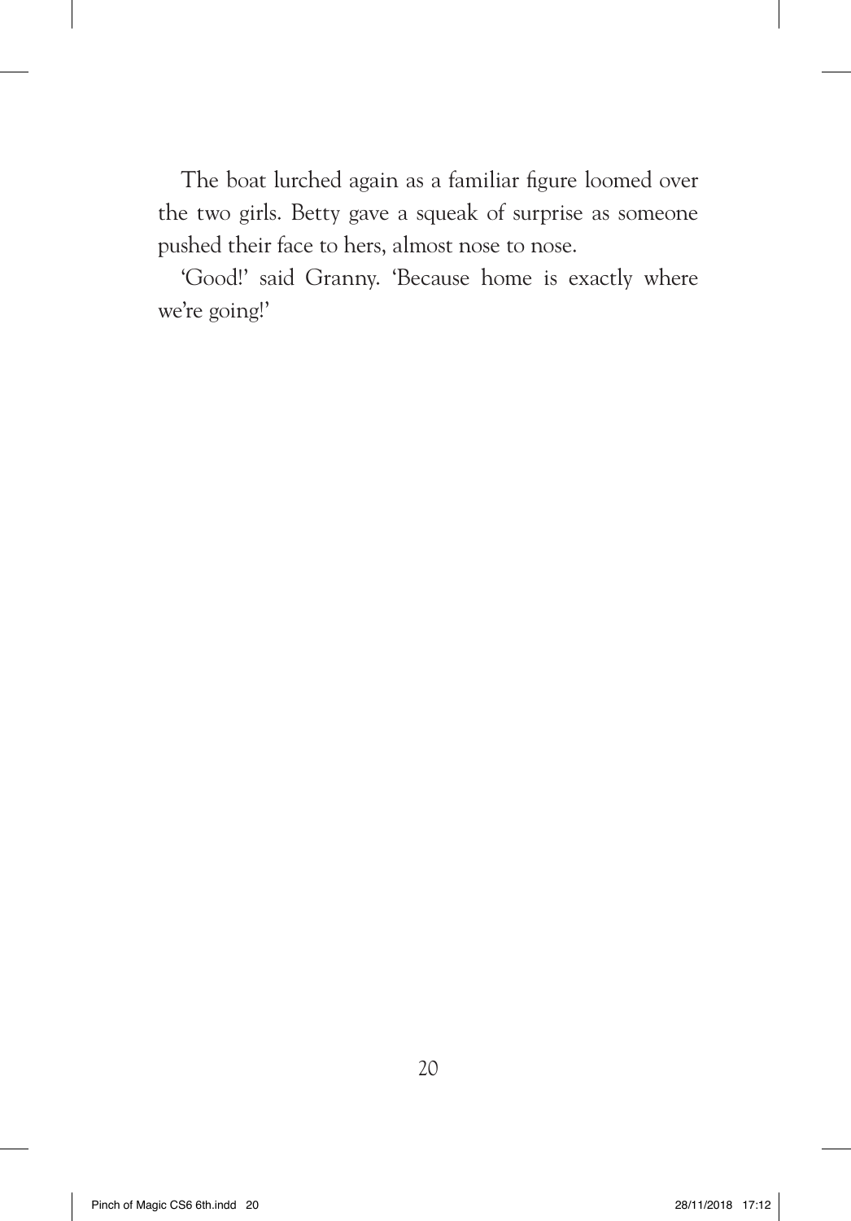The boat lurched again as a familiar figure loomed over the two girls. Betty gave a squeak of surprise as someone pushed their face to hers, almost nose to nose.

'Good!' said Granny. 'Because home is exactly where we're going!'